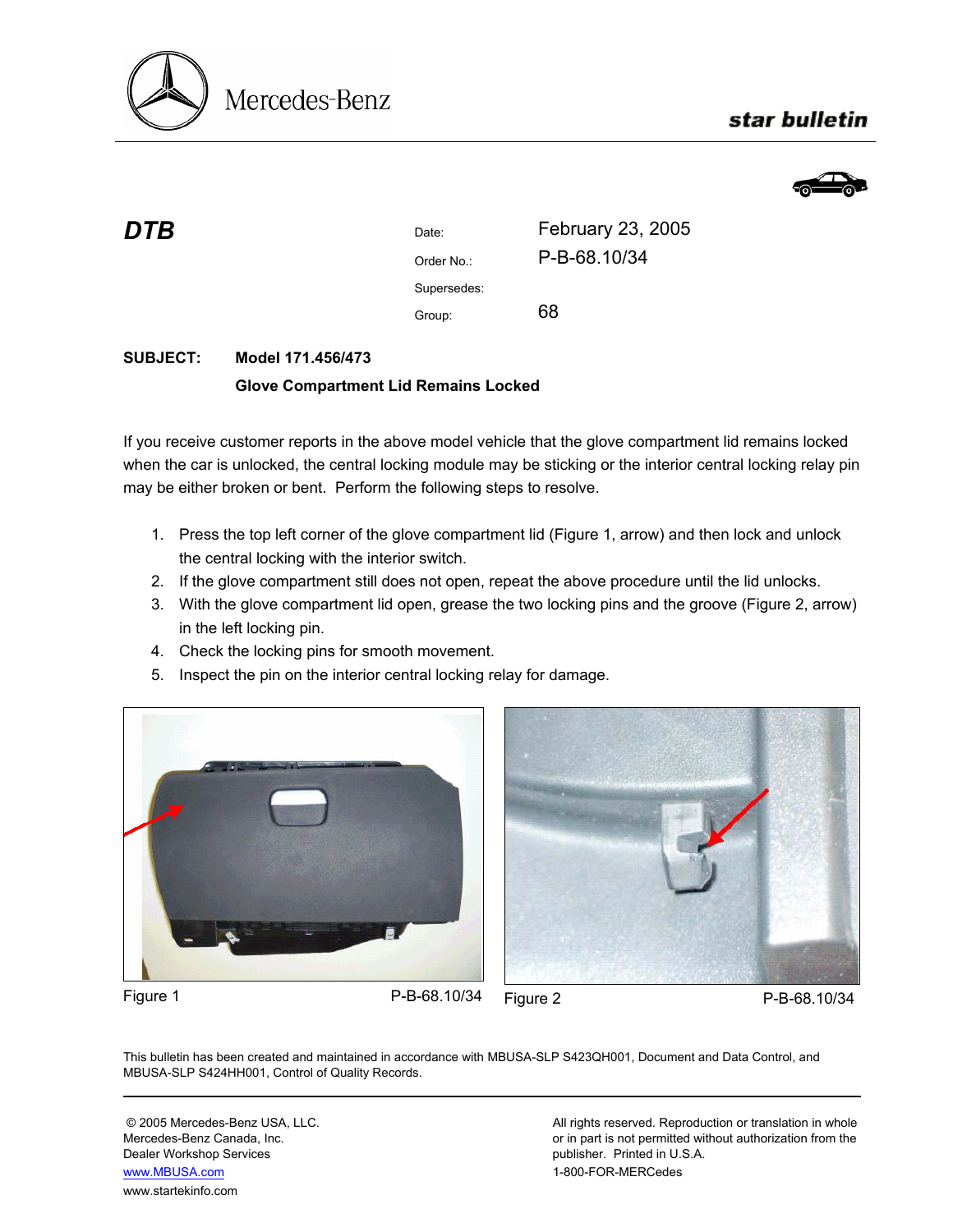Mercedes-Benz

**star bulletin**

## DTB

| | |
|---|---|
| Date: | February 23, 2005 |
| Order No.: | P-B-68.10/34 |
| Supersedes: | |
| Group: | 68 |

**SUBJECT:** **Model 171.456/473**

**Glove Compartment Lid Remains Locked**

If you receive customer reports in the above model vehicle that the glove compartment lid remains locked when the car is unlocked, the central locking module may be sticking or the interior central locking relay pin may be either broken or bent. Perform the following steps to resolve.

1. Press the top left corner of the glove compartment lid (Figure 1, arrow) and then lock and unlock the central locking with the interior switch.
2. If the glove compartment still does not open, repeat the above procedure until the lid unlocks.
3. With the glove compartment lid open, grease the two locking pins and the groove (Figure 2, arrow) in the left locking pin.
4. Check the locking pins for smooth movement.
5. Inspect the pin on the interior central locking relay for damage.

Figure 1 P-B-68.10/34

Figure 2 P-B-68.10/34

This bulletin has been created and maintained in accordance with MBUSA-SLP S423QH001, Document and Data Control, and MBUSA-SLP S424HH001, Control of Quality Records.

© 2005 Mercedes-Benz USA, LLC.
Mercedes-Benz Canada, Inc.
Dealer Workshop Services
www.MBUSA.com
www.startekinfo.com

All rights reserved. Reproduction or translation in whole or in part is not permitted without authorization from the publisher. Printed in U.S.A.
1-800-FOR-MERCedes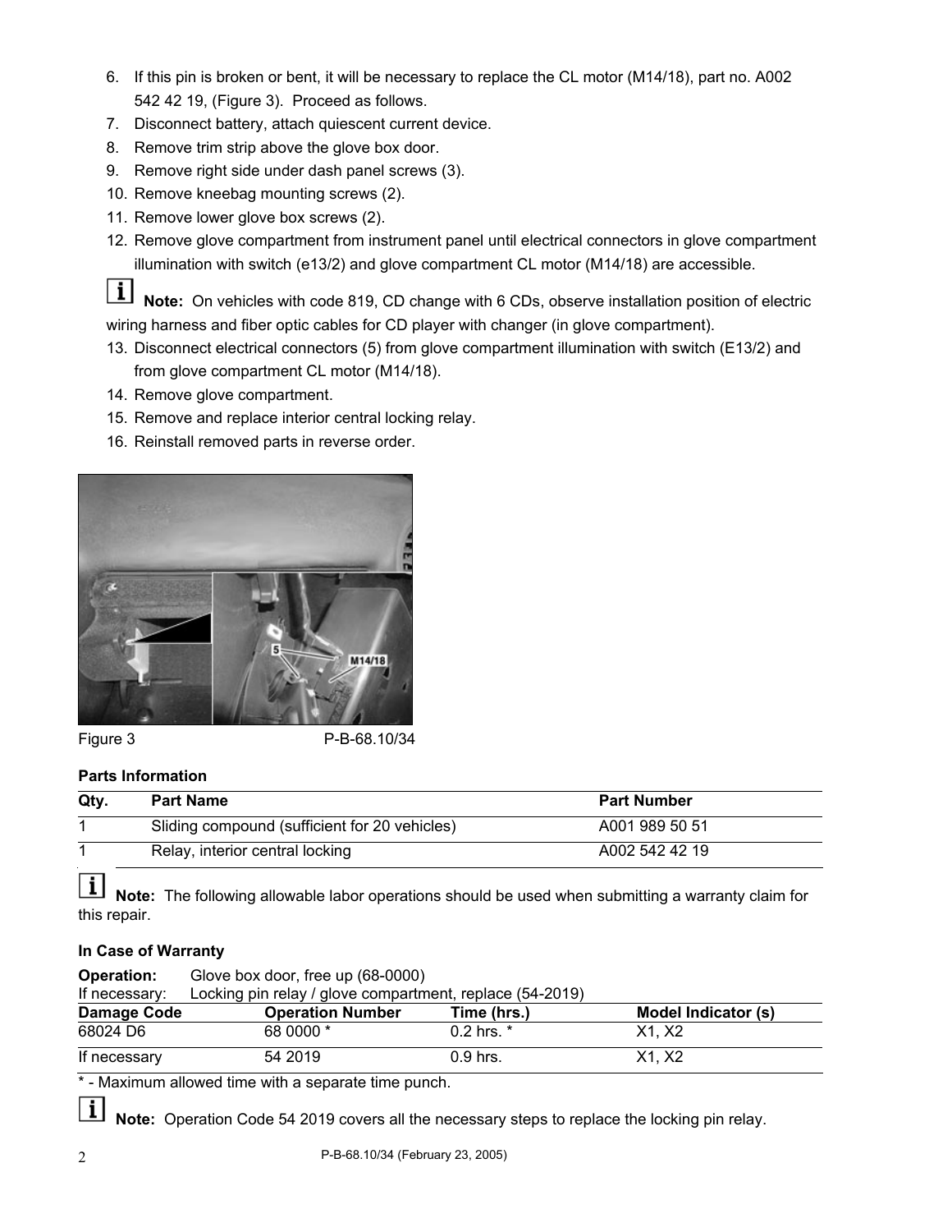6. If this pin is broken or bent, it will be necessary to replace the CL motor (M14/18), part no. A002 542 42 19, (Figure 3). Proceed as follows.
7. Disconnect battery, attach quiescent current device.
8. Remove trim strip above the glove box door.
9. Remove right side under dash panel screws (3).
10. Remove kneebag mounting screws (2).
11. Remove lower glove box screws (2).
12. Remove glove compartment from instrument panel until electrical connectors in glove compartment illumination with switch (e13/2) and glove compartment CL motor (M14/18) are accessible.

**Note:** On vehicles with code 819, CD change with 6 CDs, observe installation position of electric wiring harness and fiber optic cables for CD player with changer (in glove compartment).

13. Disconnect electrical connectors (5) from glove compartment illumination with switch (E13/2) and from glove compartment CL motor (M14/18).
14. Remove glove compartment.
15. Remove and replace interior central locking relay.
16. Reinstall removed parts in reverse order.

5

M14/18

Figure 3 P-B-68.10/34

**Parts Information**

| Qty. | Part Name | Part Number |
|---|---|---|
| 1 | Sliding compound (sufficient for 20 vehicles) | A001 989 50 51 |
| 1 | Relay, interior central locking | A002 542 42 19 |

**Note:** The following allowable labor operations should be used when submitting a warranty claim for this repair.

**In Case of Warranty**

**Operation:** Glove box door, free up (68-0000)
If necessary: Locking pin relay / glove compartment, replace (54-2019)

| Damage Code | Operation Number | Time (hrs.) | Model Indicator (s) |
|---|---|---|---|
| 68024 D6 | 68 0000 * | 0.2 hrs. * | X1, X2 |
| If necessary | 54 2019 | 0.9 hrs. | X1, X2 |

\* - Maximum allowed time with a separate time punch.

**Note:** Operation Code 54 2019 covers all the necessary steps to replace the locking pin relay.